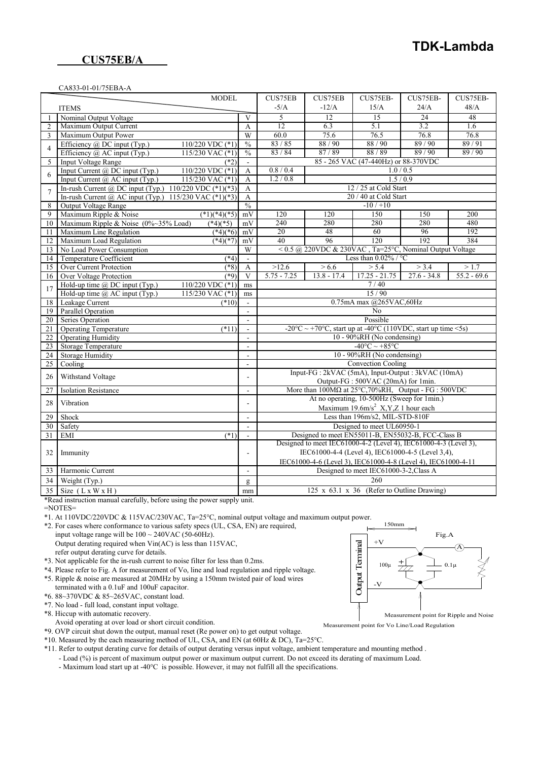# TDK-Lambda

## CUS75EB/A

CA833-01-01/75EBA-A

| | ITEMS \ MODEL | | | CUS75EB -5/A | CUS75EB -12/A | CUS75EB- 15/A | CUS75EB- 24/A | CUS75EB- 48/A |
|---|---|---|---|---|---|---|---|---|
| 1 | Nominal Output Voltage | | V | 5 | 12 | 15 | 24 | 48 |
| 2 | Maximum Output Current | | A | 12 | 6.3 | 5.1 | 3.2 | 1.6 |
| 3 | Maximum Output Power | | W | 60.0 | 75.6 | 76.5 | 76.8 | 76.8 |
| 4 | Efficiency @ DC input (Typ.) | 110/220 VDC (*1) | % | 83 / 85 | 88 / 90 | 88 / 90 | 89 / 90 | 89 / 91 |
| | Efficiency @ AC input (Typ.) | 115/230 VAC (*1) | % | 83 / 84 | 87 / 89 | 88 / 89 | 89 / 90 | 89 / 90 |
| 5 | Input Voltage Range | (*2) | - | 85 - 265 VAC (47-440Hz) or 88-370VDC | | | | |
| 6 | Input Current @ DC input (Typ.) | 110/220 VDC (*1) | A | 0.8 / 0.4 | 1.0 / 0.5 | | | |
| | Input Current @ AC input (Typ.) | 115/230 VAC (*1) | A | 1.2 / 0.8 | 1.5 / 0.9 | | | |
| 7 | In-rush Current @ DC input (Typ.) | 110/220 VDC (*1)(*3) | A | 12 / 25 at Cold Start | | | | |
| | In-rush Current @ AC input (Typ.) | 115/230 VAC (*1)(*3) | A | 20 / 40 at Cold Start | | | | |
| 8 | Output Voltage Range | | % | -10 / +10 | | | | |
| 9 | Maximum Ripple & Noise | (*1)(*4)(*5) | mV | 120 | 120 | 150 | 150 | 200 |
| 10 | Maximum Ripple & Noise (0%~35% Load) | (*4)(*5) | mV | 240 | 280 | 280 | 280 | 480 |
| 11 | Maximum Line Regulation | (*4)(*6) | mV | 20 | 48 | 60 | 96 | 192 |
| 12 | Maximum Load Regulation | (*4)(*7) | mV | 40 | 96 | 120 | 192 | 384 |
| 13 | No Load Power Consumption | | W | < 0.5 @ 220VDC & 230VAC , Ta=25°C, Nominal Output Voltage | | | | |
| 14 | Temperature Coefficient | (*4) | - | Less than 0.02% / °C | | | | |
| 15 | Over Current Protection | (*8) | A | >12.6 | > 6.6 | > 5.4 | > 3.4 | > 1.7 |
| 16 | Over Voltage Protection | (*9) | V | 5.75 - 7.25 | 13.8 - 17.4 | 17.25 - 21.75 | 27.6 - 34.8 | 55.2 - 69.6 |
| 17 | Hold-up time @ DC input (Typ.) | 110/220 VDC (*1) | ms | 7 / 40 | | | | |
| | Hold-up time @ AC input (Typ.) | 115/230 VAC (*1) | ms | 15 / 90 | | | | |
| 18 | Leakage Current | (*10) | - | 0.75mA max @265VAC,60Hz | | | | |
| 19 | Parallel Operation | | - | No | | | | |
| 20 | Series Operation | | - | Possible | | | | |
| 21 | Operating Temperature | (*11) | - | -20°C ~ +70°C, start up at -40°C (110VDC, start up time <5s) | | | | |
| 22 | Operating Humidity | | - | 10 - 90%RH (No condensing) | | | | |
| 23 | Storage Temperature | | - | -40°C ~ +85°C | | | | |
| 24 | Storage Humidity | | - | 10 - 90%RH (No condensing) | | | | |
| 25 | Cooling | | - | Convection Cooling | | | | |
| 26 | Withstand Voltage | | - | Input-FG : 2kVAC (5mA), Input-Output : 3kVAC (10mA) Output-FG : 500VAC (20mA) for 1min. | | | | |
| 27 | Isolation Resistance | | - | More than 100MΩ at 25°C,70%RH, Output - FG : 500VDC | | | | |
| 28 | Vibration | | - | At no operating, 10-500Hz (Sweep for 1min.) Maximum 19.6m/s$^2$ X,Y,Z 1 hour each | | | | |
| 29 | Shock | | - | Less than 196m/s2, MIL-STD-810F | | | | |
| 30 | Safety | | - | Designed to meet UL60950-1 | | | | |
| 31 | EMI | (*1) | - | Designed to meet EN55011-B, EN55032-B, FCC-Class B | | | | |
| 32 | Immunity | | - | Designed to meet IEC61000-4-2 (Level 4), IEC61000-4-3 (Level 3), IEC61000-4-4 (Level 4), IEC61000-4-5 (Level 3,4), IEC61000-4-6 (Level 3), IEC61000-4-8 (Level 4), IEC61000-4-11 | | | | |
| 33 | Harmonic Current | | - | Designed to meet IEC61000-3-2,Class A | | | | |
| 34 | Weight (Typ.) | | g | 260 | | | | |
| 35 | Size ( L x W x H ) | | mm | 125 x 63.1 x 36 (Refer to Outline Drawing) | | | | |

*Read instruction manual carefully, before using the power supply unit.

=NOTES=

*1. At 110VDC/220VDC & 115VAC/230VAC, Ta=25°C, nominal output voltage and maximum output power.

*2. For cases where conformance to various safety specs (UL, CSA, EN) are required, input voltage range will be 100 ~ 240VAC (50-60Hz).
Output derating required when Vin(AC) is less than 115VAC, refer output derating curve for details.

*3. Not applicable for the in-rush current to noise filter for less than 0.2ms.

*4. Please refer to Fig. A for measurement of Vo, line and load regulation and ripple voltage.

*5. Ripple & noise are measured at 20MHz by using a 150mm twisted pair of load wires terminated with a 0.1uF and 100uF capacitor.

*6. 88~370VDC & 85~265VAC, constant load.

*7. No load - full load, constant input voltage.

*8. Hiccup with automatic recovery.
Avoid operating at over load or short circuit condition.

*9. OVP circuit shut down the output, manual reset (Re power on) to get output voltage.

*10. Measured by the each measuring method of UL, CSA, and EN (at 60Hz & DC), Ta=25°C.

*11. Refer to output derating curve for details of output derating versus input voltage, ambient temperature and mounting method .
- Load (%) is percent of maximum output power or maximum output current. Do not exceed its derating of maximum Load.
- Maximum load start up at -40°C is possible. However, it may not fulfill all the specifications.

Fig.A

150mm; Output Terminal; +V; -V; 100μ; 0.1μ; A

Measurement point for Ripple and Noise

Measurement point for Vo Line/Load Regulation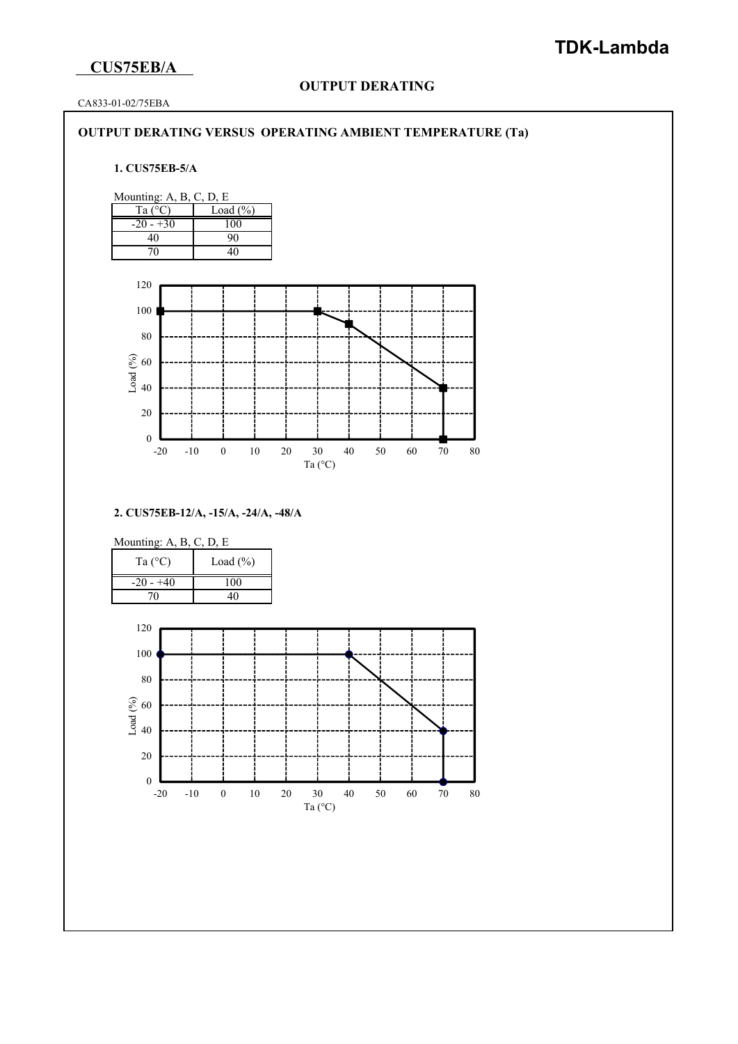**CUS75EB/A**

**TDK-Lambda**

## OUTPUT DERATING

CA833-01-02/75EBA

### OUTPUT DERATING VERSUS OPERATING AMBIENT TEMPERATURE (Ta)

**1. CUS75EB-5/A**

Mounting: A, B, C, D, E

| Ta (°C) | Load (%) |
|---|---|
| -20 - +30 | 100 |
| 40 | 90 |
| 70 | 40 |

**2. CUS75EB-12/A, -15/A, -24/A, -48/A**

Mounting: A, B, C, D, E

| Ta (°C) | Load (%) |
|---|---|
| -20 - +40 | 100 |
| 70 | 40 |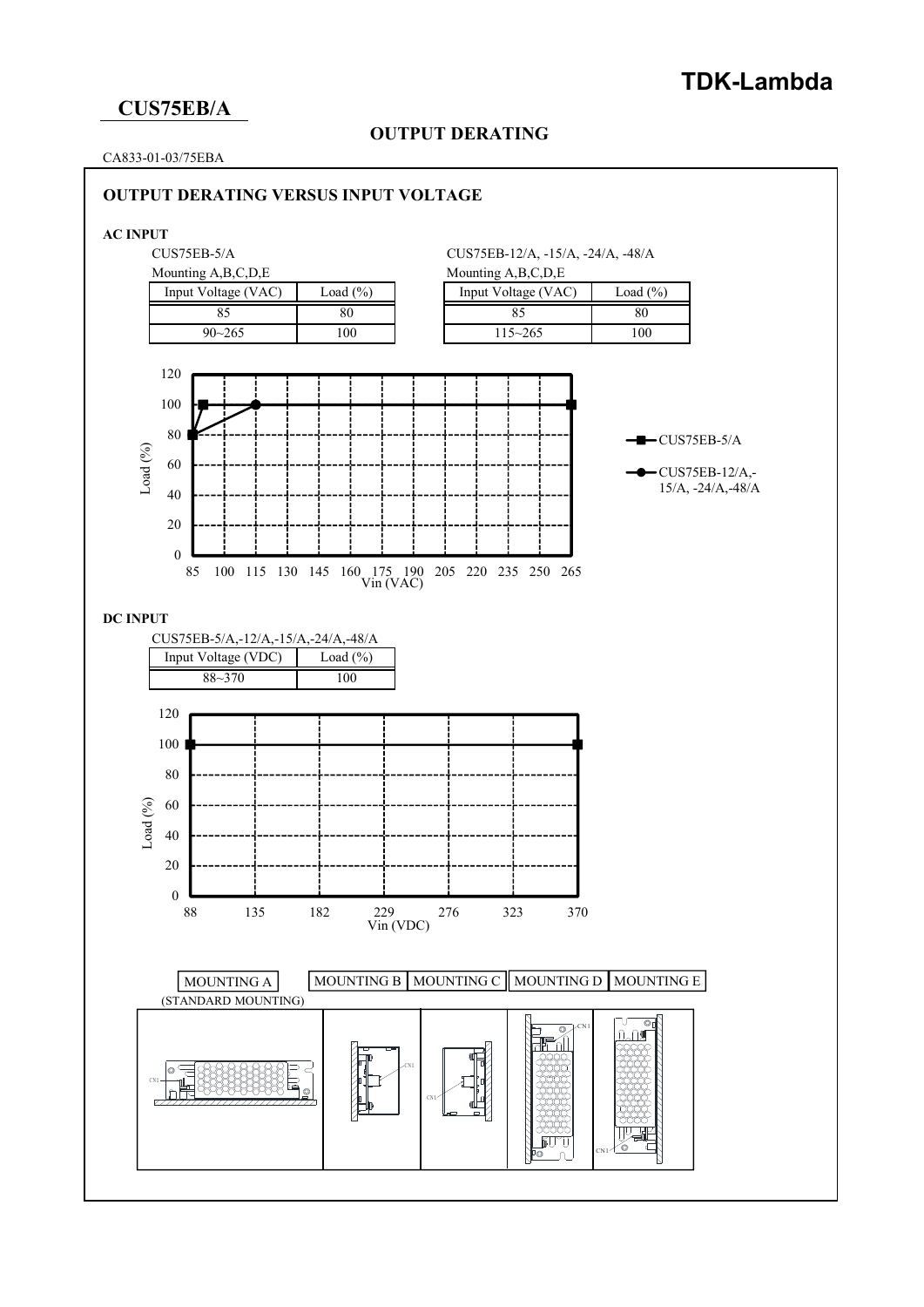**CUS75EB/A**

CA833-01-03/75EBA

## OUTPUT DERATING

### OUTPUT DERATING VERSUS INPUT VOLTAGE

**AC INPUT**

CUS75EB-5/A

Mounting A,B,C,D,E

| Input Voltage (VAC) | Load (%) |
|---|---|
| 85 | 80 |
| 90~265 | 100 |

CUS75EB-12/A, -15/A, -24/A, -48/A

Mounting A,B,C,D,E

| Input Voltage (VAC) | Load (%) |
|---|---|
| 85 | 80 |
| 115~265 | 100 |

Load (%)

120
100
80
60
40
20
0

85 100 115 130 145 160 175 190 205 220 235 250 265

Vin (VAC)

CUS75EB-5/A

CUS75EB-12/A,-15/A, -24/A,-48/A

**DC INPUT**

CUS75EB-5/A,-12/A,-15/A,-24/A,-48/A

| Input Voltage (VDC) | Load (%) |
|---|---|
| 88~370 | 100 |

Load (%)

120
100
80
60
40
20
0

88 135 182 229 276 323 370

Vin (VDC)

MOUNTING A (STANDARD MOUNTING) | MOUNTING B | MOUNTING C | MOUNTING D | MOUNTING E

CN1